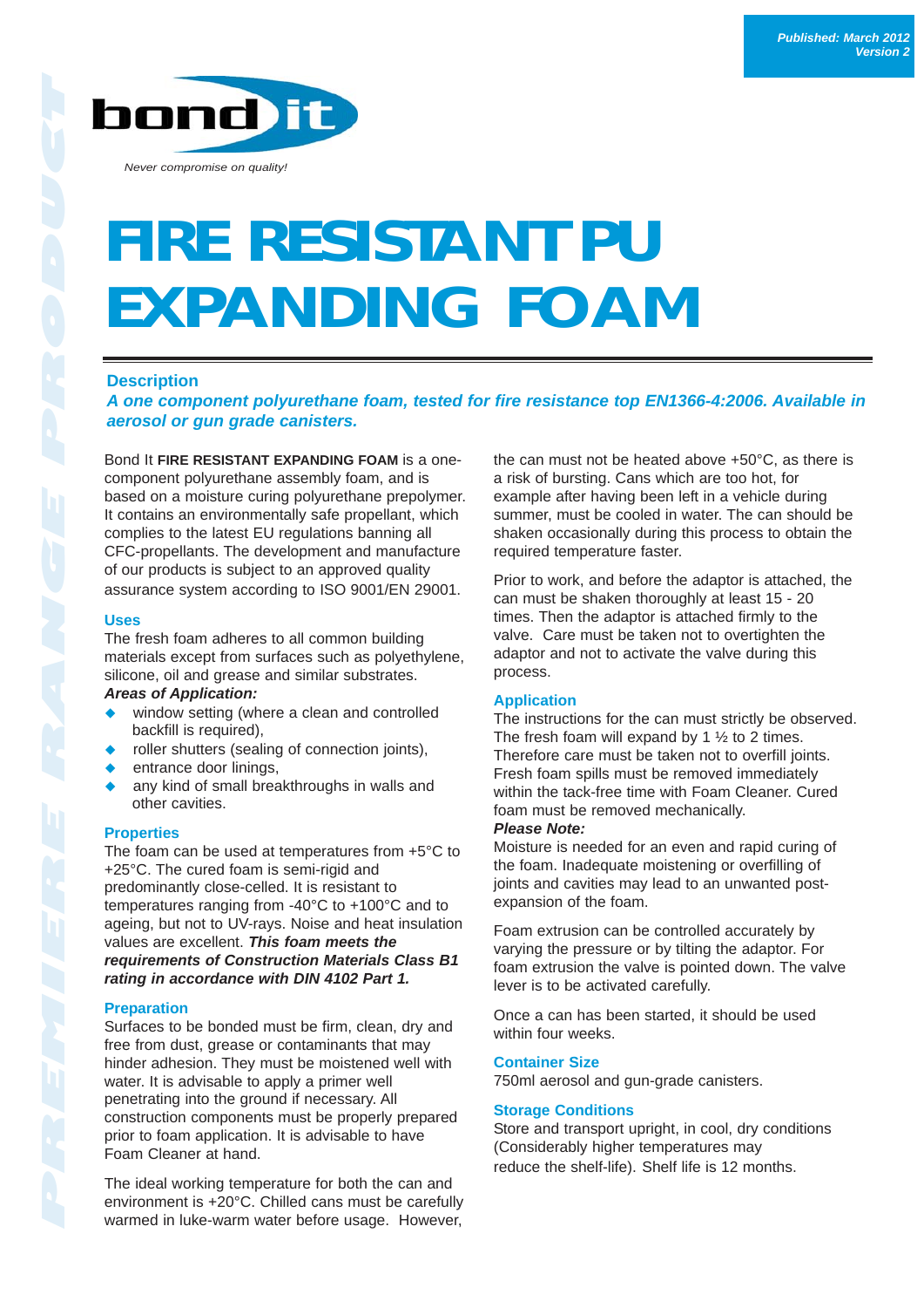Published: March 2012
Version 2

bond it

*Never compromise on quality!*

# FIRE RESISTANT PU EXPANDING FOAM

## Description

***A one component polyurethane foam, tested for fire resistance top EN1366-4:2006. Available in aerosol or gun grade canisters.***

Bond It **FIRE RESISTANT EXPANDING FOAM** is a one-component polyurethane assembly foam, and is based on a moisture curing polyurethane prepolymer. It contains an environmentally safe propellant, which complies to the latest EU regulations banning all CFC-propellants. The development and manufacture of our products is subject to an approved quality assurance system according to ISO 9001/EN 29001.

## Uses

The fresh foam adheres to all common building materials except from surfaces such as polyethylene, silicone, oil and grease and similar substrates.

***Areas of Application:***

- window setting (where a clean and controlled backfill is required),
- roller shutters (sealing of connection joints),
- entrance door linings,
- any kind of small breakthroughs in walls and other cavities.

## Properties

The foam can be used at temperatures from +5°C to +25°C. The cured foam is semi-rigid and predominantly close-celled. It is resistant to temperatures ranging from -40°C to +100°C and to ageing, but not to UV-rays. Noise and heat insulation values are excellent. ***This foam meets the requirements of Construction Materials Class B1 rating in accordance with DIN 4102 Part 1.***

## Preparation

Surfaces to be bonded must be firm, clean, dry and free from dust, grease or contaminants that may hinder adhesion. They must be moistened well with water. It is advisable to apply a primer well penetrating into the ground if necessary. All construction components must be properly prepared prior to foam application. It is advisable to have Foam Cleaner at hand.

The ideal working temperature for both the can and environment is +20°C. Chilled cans must be carefully warmed in luke-warm water before usage. However, the can must not be heated above +50°C, as there is a risk of bursting. Cans which are too hot, for example after having been left in a vehicle during summer, must be cooled in water. The can should be shaken occasionally during this process to obtain the required temperature faster.

Prior to work, and before the adaptor is attached, the can must be shaken thoroughly at least 15 - 20 times. Then the adaptor is attached firmly to the valve. Care must be taken not to overtighten the adaptor and not to activate the valve during this process.

## Application

The instructions for the can must strictly be observed. The fresh foam will expand by 1 ½ to 2 times. Therefore care must be taken not to overfill joints. Fresh foam spills must be removed immediately within the tack-free time with Foam Cleaner. Cured foam must be removed mechanically.

***Please Note:***

Moisture is needed for an even and rapid curing of the foam. Inadequate moistening or overfilling of joints and cavities may lead to an unwanted post-expansion of the foam.

Foam extrusion can be controlled accurately by varying the pressure or by tilting the adaptor. For foam extrusion the valve is pointed down. The valve lever is to be activated carefully.

Once a can has been started, it should be used within four weeks.

## Container Size

750ml aerosol and gun-grade canisters.

## Storage Conditions

Store and transport upright, in cool, dry conditions (Considerably higher temperatures may reduce the shelf-life). Shelf life is 12 months.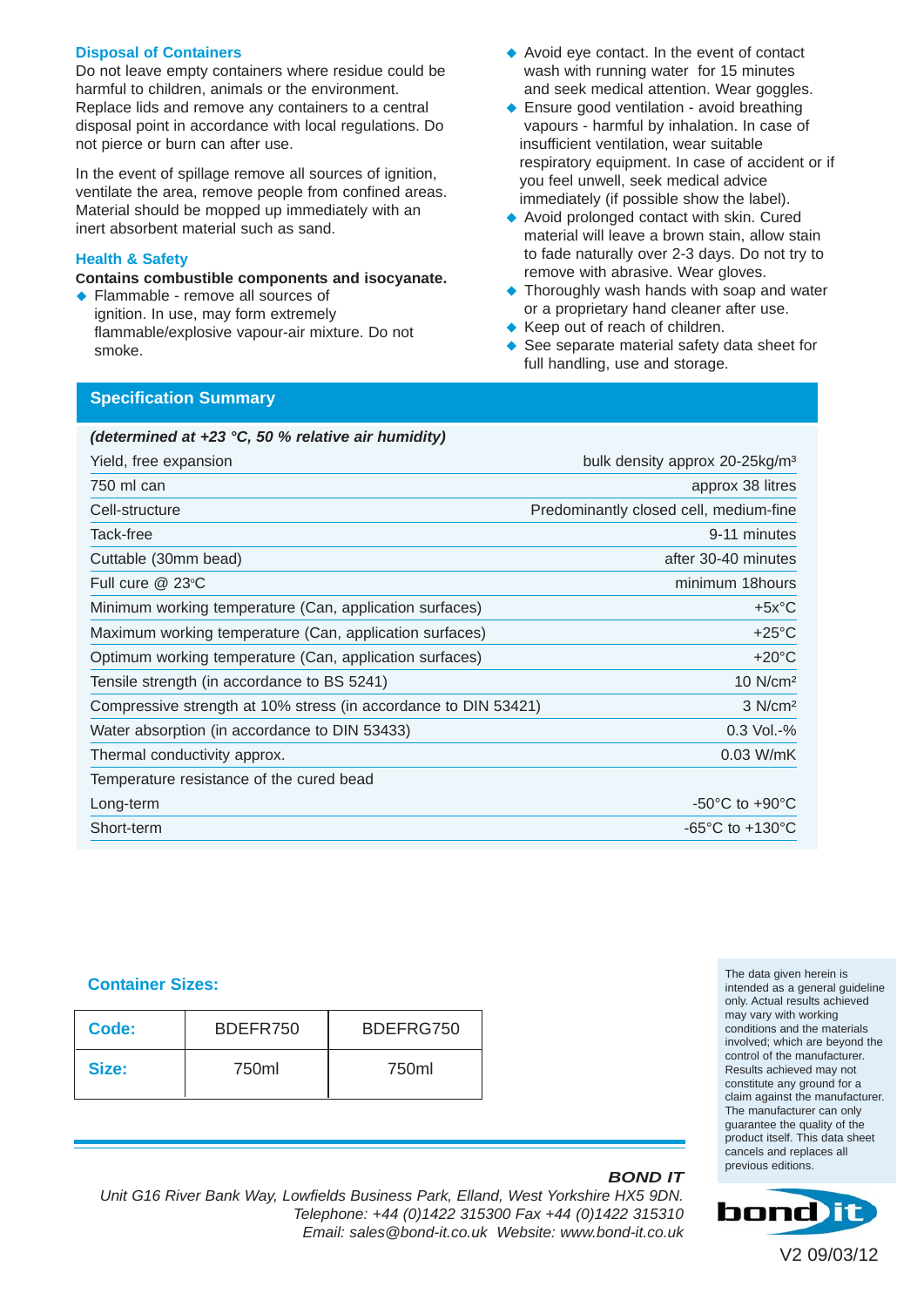### Disposal of Containers

Do not leave empty containers where residue could be harmful to children, animals or the environment. Replace lids and remove any containers to a central disposal point in accordance with local regulations. Do not pierce or burn can after use.

In the event of spillage remove all sources of ignition, ventilate the area, remove people from confined areas. Material should be mopped up immediately with an inert absorbent material such as sand.

### Health & Safety

**Contains combustible components and isocyanate.**

- Flammable - remove all sources of ignition. In use, may form extremely flammable/explosive vapour-air mixture. Do not smoke.
- Avoid eye contact. In the event of contact wash with running water for 15 minutes and seek medical attention. Wear goggles.
- Ensure good ventilation - avoid breathing vapours - harmful by inhalation. In case of insufficient ventilation, wear suitable respiratory equipment. In case of accident or if you feel unwell, seek medical advice immediately (if possible show the label).
- Avoid prolonged contact with skin. Cured material will leave a brown stain, allow stain to fade naturally over 2-3 days. Do not try to remove with abrasive. Wear gloves.
- Thoroughly wash hands with soap and water or a proprietary hand cleaner after use.
- Keep out of reach of children.
- See separate material safety data sheet for full handling, use and storage.

## Specification Summary

***(determined at +23 °C, 50 % relative air humidity)***

| Property | Value |
|---|---|
| Yield, free expansion | bulk density approx 20-25kg/m³ |
| 750 ml can | approx 38 litres |
| Cell-structure | Predominantly closed cell, medium-fine |
| Tack-free | 9-11 minutes |
| Cuttable (30mm bead) | after 30-40 minutes |
| Full cure @ 23°C | minimum 18hours |
| Minimum working temperature (Can, application surfaces) | +5x°C |
| Maximum working temperature (Can, application surfaces) | +25°C |
| Optimum working temperature (Can, application surfaces) | +20°C |
| Tensile strength (in accordance to BS 5241) | 10 N/cm² |
| Compressive strength at 10% stress (in accordance to DIN 53421) | 3 N/cm² |
| Water absorption (in accordance to DIN 53433) | 0.3 Vol.-% |
| Thermal conductivity approx. | 0.03 W/mK |
| Temperature resistance of the cured bead | |
| Long-term | -50°C to +90°C |
| Short-term | -65°C to +130°C |

### Container Sizes:

| **Code:** | BDEFR750 | BDEFRG750 |
|---|---|---|
| **Size:** | 750ml | 750ml |

The data given herein is intended as a general guideline only. Actual results achieved may vary with working conditions and the materials involved; which are beyond the control of the manufacturer. Results achieved may not constitute any ground for a claim against the manufacturer. The manufacturer can only guarantee the quality of the product itself. This data sheet cancels and replaces all previous editions.

***BOND IT***

*Unit G16 River Bank Way, Lowfields Business Park, Elland, West Yorkshire HX5 9DN.*
*Telephone: +44 (0)1422 315300 Fax +44 (0)1422 315310*
*Email: sales@bond-it.co.uk Website: www.bond-it.co.uk*

bond it

V2 09/03/12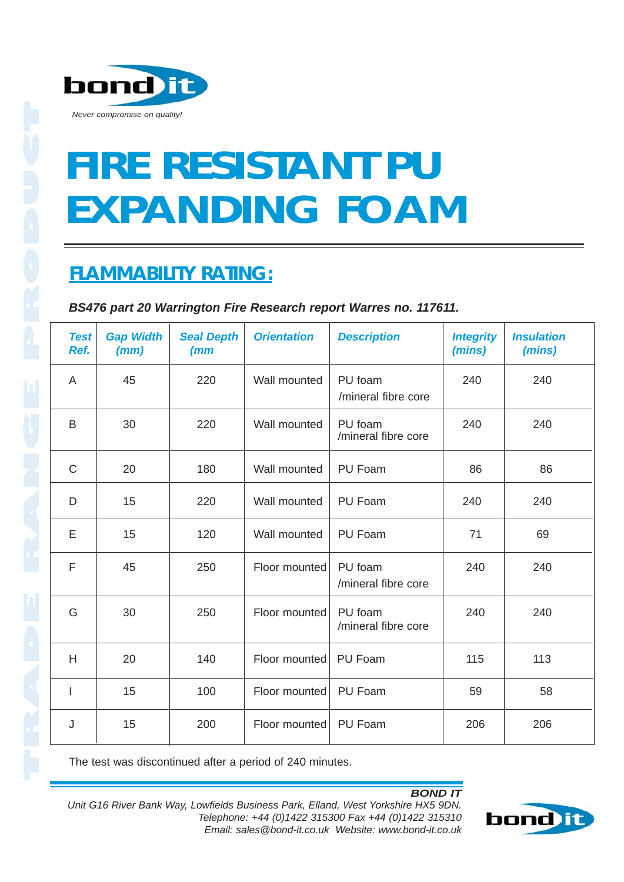bond it

*Never compromise on quality!*

# FIRE RESISTANT PU EXPANDING FOAM

## FLAMMABILITY RATING:

***BS476 part 20 Warrington Fire Research report Warres no. 117611.***

| *Test Ref.* | *Gap Width (mm)* | *Seal Depth (mm* | *Orientation* | *Description* | *Integrity (mins)* | *Insulation (mins)* |
|---|---|---|---|---|---|---|
| A | 45 | 220 | Wall mounted | PU foam /mineral fibre core | 240 | 240 |
| B | 30 | 220 | Wall mounted | PU foam /mineral fibre core | 240 | 240 |
| C | 20 | 180 | Wall mounted | PU Foam | 86 | 86 |
| D | 15 | 220 | Wall mounted | PU Foam | 240 | 240 |
| E | 15 | 120 | Wall mounted | PU Foam | 71 | 69 |
| F | 45 | 250 | Floor mounted | PU foam /mineral fibre core | 240 | 240 |
| G | 30 | 250 | Floor mounted | PU foam /mineral fibre core | 240 | 240 |
| H | 20 | 140 | Floor mounted | PU Foam | 115 | 113 |
| I | 15 | 100 | Floor mounted | PU Foam | 59 | 58 |
| J | 15 | 200 | Floor mounted | PU Foam | 206 | 206 |

The test was discontinued after a period of 240 minutes.

TRADE RANGE PRODUCT

***BOND IT***
*Unit G16 River Bank Way, Lowfields Business Park, Elland, West Yorkshire HX5 9DN.*
*Telephone: +44 (0)1422 315300 Fax +44 (0)1422 315310*
*Email: sales@bond-it.co.uk Website: www.bond-it.co.uk*

bond it